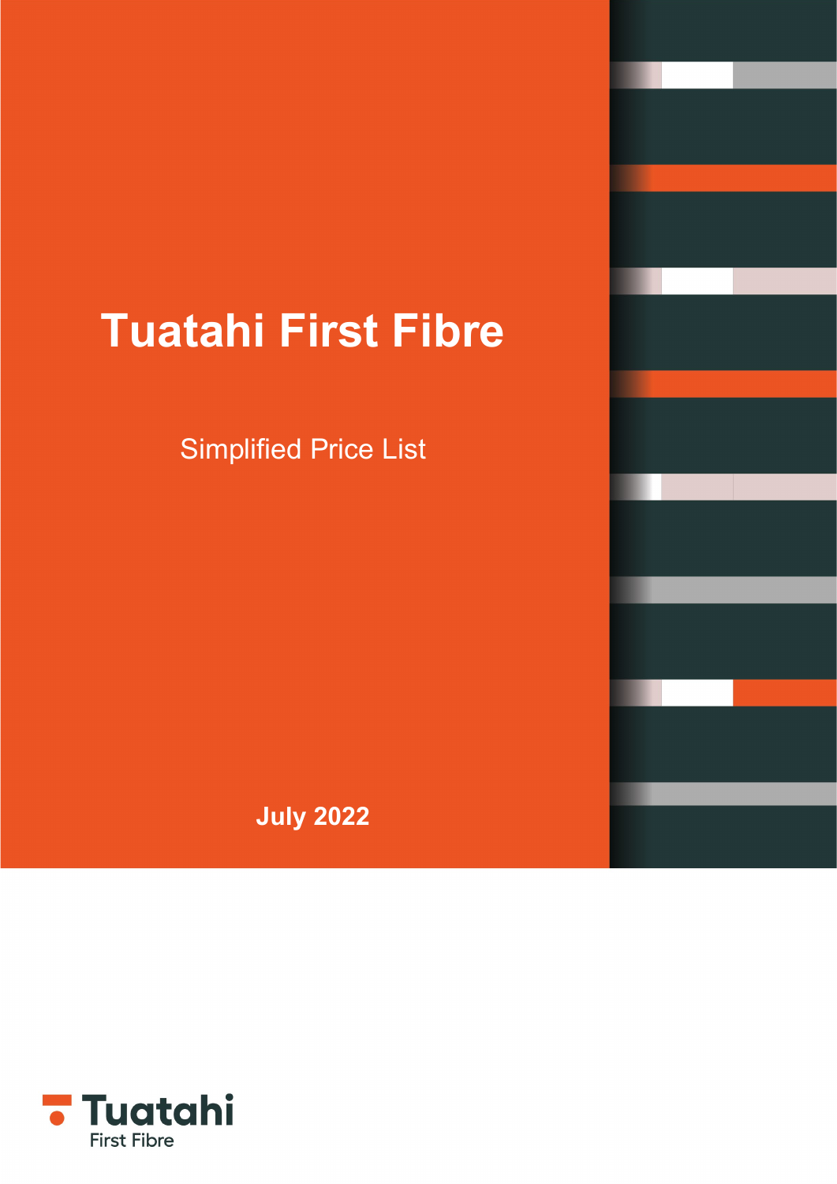# Tuatahi First Fibre

Simplified Price List

**July 2022**

Tuatahi First Fibre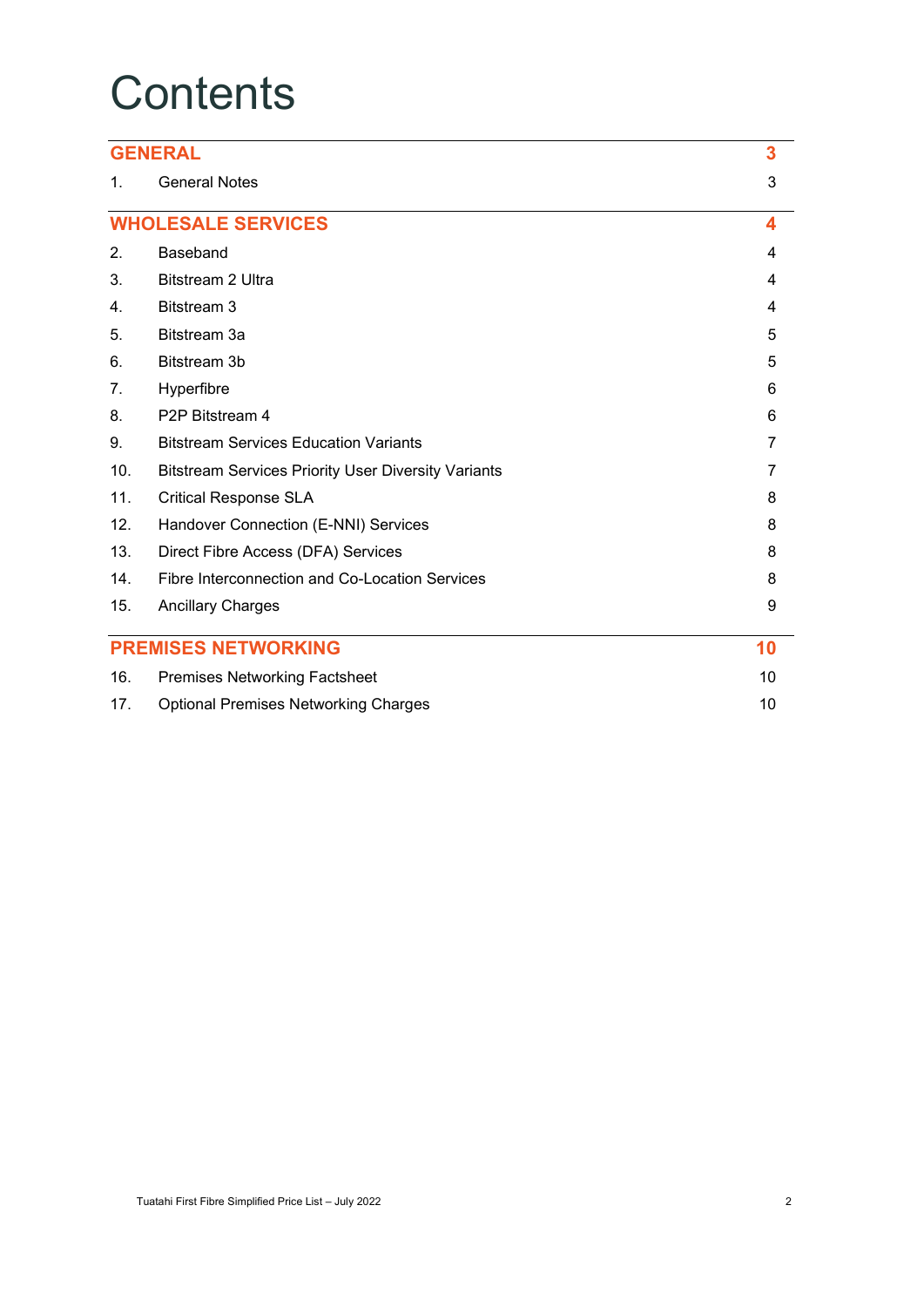# Contents

| | | |
|---|---|---|
| **GENERAL** | | **3** |
| 1. | General Notes | 3 |
| **WHOLESALE SERVICES** | | **4** |
| 2. | Baseband | 4 |
| 3. | Bitstream 2 Ultra | 4 |
| 4. | Bitstream 3 | 4 |
| 5. | Bitstream 3a | 5 |
| 6. | Bitstream 3b | 5 |
| 7. | Hyperfibre | 6 |
| 8. | P2P Bitstream 4 | 6 |
| 9. | Bitstream Services Education Variants | 7 |
| 10. | Bitstream Services Priority User Diversity Variants | 7 |
| 11. | Critical Response SLA | 8 |
| 12. | Handover Connection (E-NNI) Services | 8 |
| 13. | Direct Fibre Access (DFA) Services | 8 |
| 14. | Fibre Interconnection and Co-Location Services | 8 |
| 15. | Ancillary Charges | 9 |
| **PREMISES NETWORKING** | | **10** |
| 16. | Premises Networking Factsheet | 10 |
| 17. | Optional Premises Networking Charges | 10 |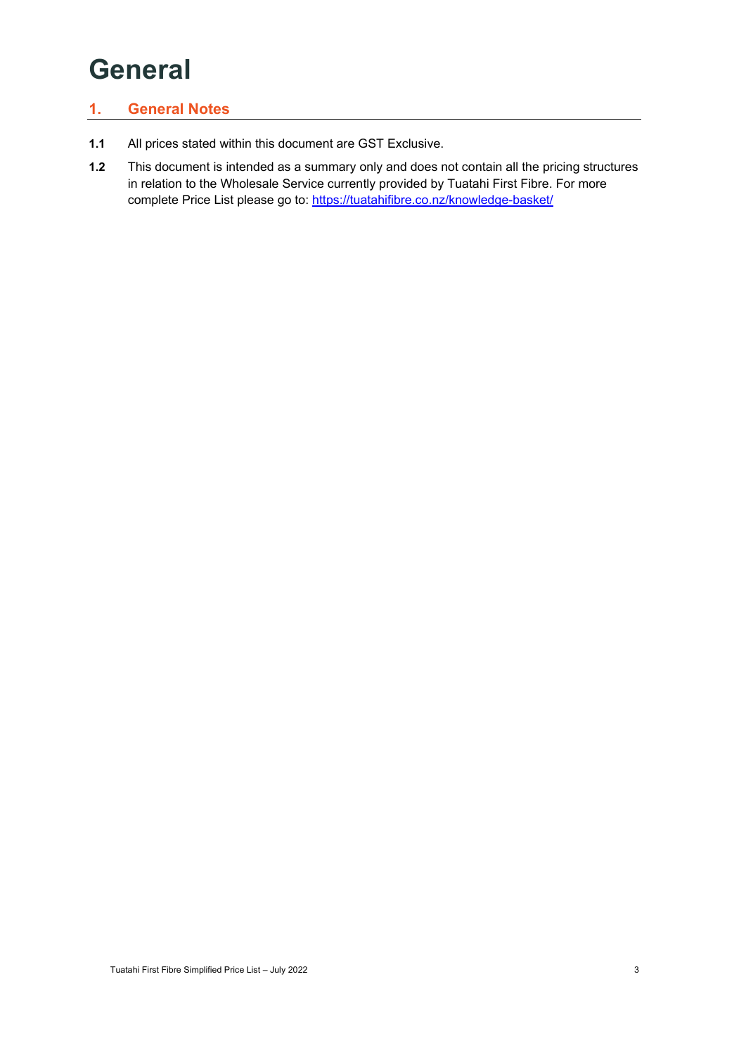# General

## 1. General Notes

**1.1** All prices stated within this document are GST Exclusive.

**1.2** This document is intended as a summary only and does not contain all the pricing structures in relation to the Wholesale Service currently provided by Tuatahi First Fibre. For more complete Price List please go to: [https://tuatahifibre.co.nz/knowledge-basket/](https://tuatahifibre.co.nz/knowledge-basket/)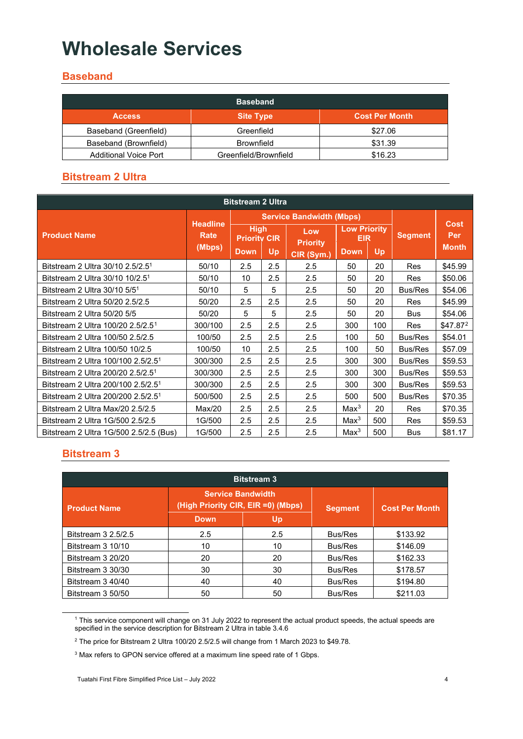# Wholesale Services

## Baseband

| Baseband | | |
|---|---|---|
| **Access** | **Site Type** | **Cost Per Month** |
| Baseband (Greenfield) | Greenfield | $27.06 |
| Baseband (Brownfield) | Brownfield | $31.39 |
| Additional Voice Port | Greenfield/Brownfield | $16.23 |

## Bitstream 2 Ultra

| Product Name | Headline Rate (Mbps) | Service Bandwidth (Mbps) | | | | | Segment | Cost Per Month |
|---|---|---|---|---|---|---|---|---|
| | | High Priority CIR | | Low Priority CIR (Sym.) | Low Priority EIR | | | |
| | | Down | Up | | Down | Up | | |
| Bitstream 2 Ultra 30/10 2.5/2.5[1] | 50/10 | 2.5 | 2.5 | 2.5 | 50 | 20 | Res | $45.99 |
| Bitstream 2 Ultra 30/10 10/2.5[1] | 50/10 | 10 | 2.5 | 2.5 | 50 | 20 | Res | $50.06 |
| Bitstream 2 Ultra 30/10 5/5[1] | 50/10 | 5 | 5 | 2.5 | 50 | 20 | Bus/Res | $54.06 |
| Bitstream 2 Ultra 50/20 2.5/2.5 | 50/20 | 2.5 | 2.5 | 2.5 | 50 | 20 | Res | $45.99 |
| Bitstream 2 Ultra 50/20 5/5 | 50/20 | 5 | 5 | 2.5 | 50 | 20 | Bus | $54.06 |
| Bitstream 2 Ultra 100/20 2.5/2.5[1] | 300/100 | 2.5 | 2.5 | 2.5 | 300 | 100 | Res | $47.87[2] |
| Bitstream 2 Ultra 100/50 2.5/2.5 | 100/50 | 2.5 | 2.5 | 2.5 | 100 | 50 | Bus/Res | $54.01 |
| Bitstream 2 Ultra 100/50 10/2.5 | 100/50 | 10 | 2.5 | 2.5 | 100 | 50 | Bus/Res | $57.09 |
| Bitstream 2 Ultra 100/100 2.5/2.5[1] | 300/300 | 2.5 | 2.5 | 2.5 | 300 | 300 | Bus/Res | $59.53 |
| Bitstream 2 Ultra 200/20 2.5/2.5[1] | 300/300 | 2.5 | 2.5 | 2.5 | 300 | 300 | Bus/Res | $59.53 |
| Bitstream 2 Ultra 200/100 2.5/2.5[1] | 300/300 | 2.5 | 2.5 | 2.5 | 300 | 300 | Bus/Res | $59.53 |
| Bitstream 2 Ultra 200/200 2.5/2.5[1] | 500/500 | 2.5 | 2.5 | 2.5 | 500 | 500 | Bus/Res | $70.35 |
| Bitstream 2 Ultra Max/20 2.5/2.5 | Max/20 | 2.5 | 2.5 | 2.5 | Max[3] | 20 | Res | $70.35 |
| Bitstream 2 Ultra 1G/500 2.5/2.5 | 1G/500 | 2.5 | 2.5 | 2.5 | Max[3] | 500 | Res | $59.53 |
| Bitstream 2 Ultra 1G/500 2.5/2.5 (Bus) | 1G/500 | 2.5 | 2.5 | 2.5 | Max[3] | 500 | Bus | $81.17 |

## Bitstream 3

| Product Name | Service Bandwidth (High Priority CIR, EIR =0) (Mbps) | | Segment | Cost Per Month |
|---|---|---|---|---|
| | Down | Up | | |
| Bitstream 3 2.5/2.5 | 2.5 | 2.5 | Bus/Res | $133.92 |
| Bitstream 3 10/10 | 10 | 10 | Bus/Res | $146.09 |
| Bitstream 3 20/20 | 20 | 20 | Bus/Res | $162.33 |
| Bitstream 3 30/30 | 30 | 30 | Bus/Res | $178.57 |
| Bitstream 3 40/40 | 40 | 40 | Bus/Res | $194.80 |
| Bitstream 3 50/50 | 50 | 50 | Bus/Res | $211.03 |

[1] This service component will change on 31 July 2022 to represent the actual product speeds, the actual speeds are specified in the service description for Bitstream 2 Ultra in table 3.4.6

[2] The price for Bitstream 2 Ultra 100/20 2.5/2.5 will change from 1 March 2023 to $49.78.

[3] Max refers to GPON service offered at a maximum line speed rate of 1 Gbps.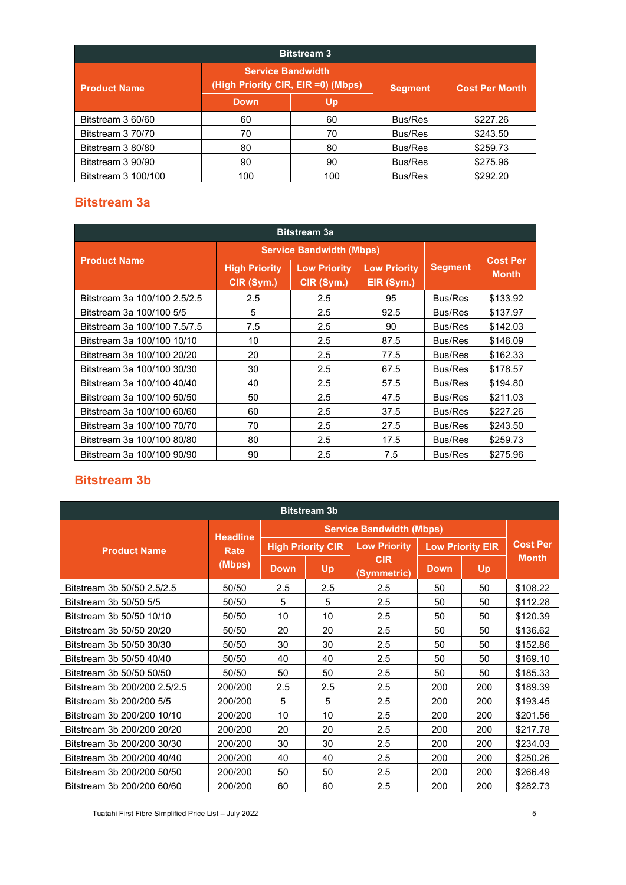| Bitstream 3 | | | | |
|---|---|---|---|---|
| **Product Name** | **Service Bandwidth (High Priority CIR, EIR =0) (Mbps)** | | **Segment** | **Cost Per Month** |
| | **Down** | **Up** | | |
| Bitstream 3 60/60 | 60 | 60 | Bus/Res | $227.26 |
| Bitstream 3 70/70 | 70 | 70 | Bus/Res | $243.50 |
| Bitstream 3 80/80 | 80 | 80 | Bus/Res | $259.73 |
| Bitstream 3 90/90 | 90 | 90 | Bus/Res | $275.96 |
| Bitstream 3 100/100 | 100 | 100 | Bus/Res | $292.20 |

## Bitstream 3a

| Bitstream 3a | | | | | |
|---|---|---|---|---|---|
| **Product Name** | **Service Bandwidth (Mbps)** | | | **Segment** | **Cost Per Month** |
| | **High Priority CIR (Sym.)** | **Low Priority CIR (Sym.)** | **Low Priority EIR (Sym.)** | | |
| Bitstream 3a 100/100 2.5/2.5 | 2.5 | 2.5 | 95 | Bus/Res | $133.92 |
| Bitstream 3a 100/100 5/5 | 5 | 2.5 | 92.5 | Bus/Res | $137.97 |
| Bitstream 3a 100/100 7.5/7.5 | 7.5 | 2.5 | 90 | Bus/Res | $142.03 |
| Bitstream 3a 100/100 10/10 | 10 | 2.5 | 87.5 | Bus/Res | $146.09 |
| Bitstream 3a 100/100 20/20 | 20 | 2.5 | 77.5 | Bus/Res | $162.33 |
| Bitstream 3a 100/100 30/30 | 30 | 2.5 | 67.5 | Bus/Res | $178.57 |
| Bitstream 3a 100/100 40/40 | 40 | 2.5 | 57.5 | Bus/Res | $194.80 |
| Bitstream 3a 100/100 50/50 | 50 | 2.5 | 47.5 | Bus/Res | $211.03 |
| Bitstream 3a 100/100 60/60 | 60 | 2.5 | 37.5 | Bus/Res | $227.26 |
| Bitstream 3a 100/100 70/70 | 70 | 2.5 | 27.5 | Bus/Res | $243.50 |
| Bitstream 3a 100/100 80/80 | 80 | 2.5 | 17.5 | Bus/Res | $259.73 |
| Bitstream 3a 100/100 90/90 | 90 | 2.5 | 7.5 | Bus/Res | $275.96 |

## Bitstream 3b

| Bitstream 3b | | | | | | | |
|---|---|---|---|---|---|---|---|
| **Product Name** | **Headline Rate (Mbps)** | **Service Bandwidth (Mbps)** | | | | | **Cost Per Month** |
| | | **High Priority CIR** | | **Low Priority CIR (Symmetric)** | **Low Priority EIR** | | |
| | | **Down** | **Up** | | **Down** | **Up** | |
| Bitstream 3b 50/50 2.5/2.5 | 50/50 | 2.5 | 2.5 | 2.5 | 50 | 50 | $108.22 |
| Bitstream 3b 50/50 5/5 | 50/50 | 5 | 5 | 2.5 | 50 | 50 | $112.28 |
| Bitstream 3b 50/50 10/10 | 50/50 | 10 | 10 | 2.5 | 50 | 50 | $120.39 |
| Bitstream 3b 50/50 20/20 | 50/50 | 20 | 20 | 2.5 | 50 | 50 | $136.62 |
| Bitstream 3b 50/50 30/30 | 50/50 | 30 | 30 | 2.5 | 50 | 50 | $152.86 |
| Bitstream 3b 50/50 40/40 | 50/50 | 40 | 40 | 2.5 | 50 | 50 | $169.10 |
| Bitstream 3b 50/50 50/50 | 50/50 | 50 | 50 | 2.5 | 50 | 50 | $185.33 |
| Bitstream 3b 200/200 2.5/2.5 | 200/200 | 2.5 | 2.5 | 2.5 | 200 | 200 | $189.39 |
| Bitstream 3b 200/200 5/5 | 200/200 | 5 | 5 | 2.5 | 200 | 200 | $193.45 |
| Bitstream 3b 200/200 10/10 | 200/200 | 10 | 10 | 2.5 | 200 | 200 | $201.56 |
| Bitstream 3b 200/200 20/20 | 200/200 | 20 | 20 | 2.5 | 200 | 200 | $217.78 |
| Bitstream 3b 200/200 30/30 | 200/200 | 30 | 30 | 2.5 | 200 | 200 | $234.03 |
| Bitstream 3b 200/200 40/40 | 200/200 | 40 | 40 | 2.5 | 200 | 200 | $250.26 |
| Bitstream 3b 200/200 50/50 | 200/200 | 50 | 50 | 2.5 | 200 | 200 | $266.49 |
| Bitstream 3b 200/200 60/60 | 200/200 | 60 | 60 | 2.5 | 200 | 200 | $282.73 |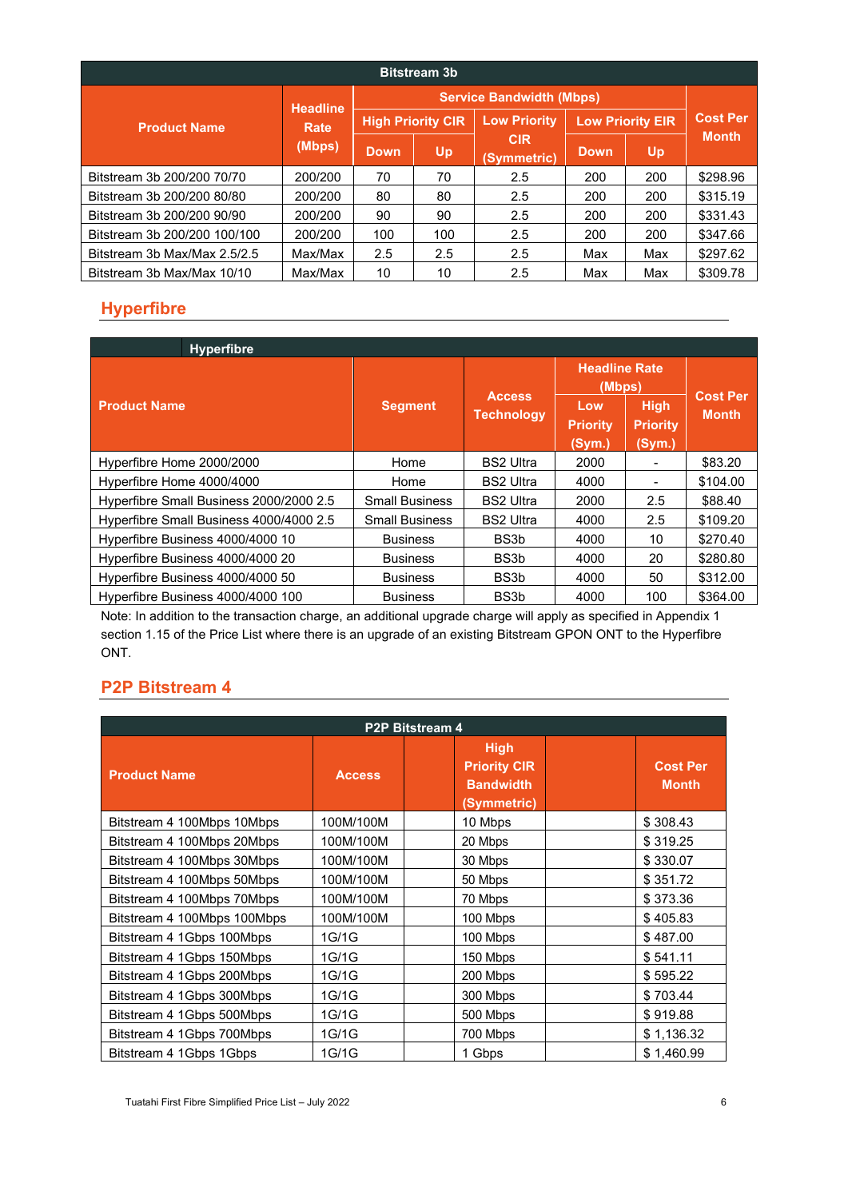| Bitstream 3b | | | | | | | | |
|---|---|---|---|---|---|---|---|---|
| Product Name | Headline Rate (Mbps) | Service Bandwidth (Mbps) | | | | | | Cost Per Month |
| | | High Priority CIR | | Low Priority CIR (Symmetric) | Low Priority EIR | | | |
| | | Down | Up | | Down | Up | | |
| Bitstream 3b 200/200 70/70 | 200/200 | 70 | 70 | 2.5 | 200 | 200 | $298.96 | |
| Bitstream 3b 200/200 80/80 | 200/200 | 80 | 80 | 2.5 | 200 | 200 | $315.19 | |
| Bitstream 3b 200/200 90/90 | 200/200 | 90 | 90 | 2.5 | 200 | 200 | $331.43 | |
| Bitstream 3b 200/200 100/100 | 200/200 | 100 | 100 | 2.5 | 200 | 200 | $347.66 | |
| Bitstream 3b Max/Max 2.5/2.5 | Max/Max | 2.5 | 2.5 | 2.5 | Max | Max | $297.62 | |
| Bitstream 3b Max/Max 10/10 | Max/Max | 10 | 10 | 2.5 | Max | Max | $309.78 | |

## Hyperfibre

| Hyperfibre | | | | | |
|---|---|---|---|---|---|
| Product Name | Segment | Access Technology | Headline Rate (Mbps) | | Cost Per Month |
| | | | Low Priority (Sym.) | High Priority (Sym.) | |
| Hyperfibre Home 2000/2000 | Home | BS2 Ultra | 2000 | - | $83.20 |
| Hyperfibre Home 4000/4000 | Home | BS2 Ultra | 4000 | - | $104.00 |
| Hyperfibre Small Business 2000/2000 2.5 | Small Business | BS2 Ultra | 2000 | 2.5 | $88.40 |
| Hyperfibre Small Business 4000/4000 2.5 | Small Business | BS2 Ultra | 4000 | 2.5 | $109.20 |
| Hyperfibre Business 4000/4000 10 | Business | BS3b | 4000 | 10 | $270.40 |
| Hyperfibre Business 4000/4000 20 | Business | BS3b | 4000 | 20 | $280.80 |
| Hyperfibre Business 4000/4000 50 | Business | BS3b | 4000 | 50 | $312.00 |
| Hyperfibre Business 4000/4000 100 | Business | BS3b | 4000 | 100 | $364.00 |

Note: In addition to the transaction charge, an additional upgrade charge will apply as specified in Appendix 1 section 1.15 of the Price List where there is an upgrade of an existing Bitstream GPON ONT to the Hyperfibre ONT.

## P2P Bitstream 4

| P2P Bitstream 4 | | | | | |
|---|---|---|---|---|---|
| Product Name | Access | | High Priority CIR Bandwidth (Symmetric) | | Cost Per Month |
| Bitstream 4 100Mbps 10Mbps | 100M/100M | | 10 Mbps | | $ 308.43 |
| Bitstream 4 100Mbps 20Mbps | 100M/100M | | 20 Mbps | | $ 319.25 |
| Bitstream 4 100Mbps 30Mbps | 100M/100M | | 30 Mbps | | $ 330.07 |
| Bitstream 4 100Mbps 50Mbps | 100M/100M | | 50 Mbps | | $ 351.72 |
| Bitstream 4 100Mbps 70Mbps | 100M/100M | | 70 Mbps | | $ 373.36 |
| Bitstream 4 100Mbps 100Mbps | 100M/100M | | 100 Mbps | | $ 405.83 |
| Bitstream 4 1Gbps 100Mbps | 1G/1G | | 100 Mbps | | $ 487.00 |
| Bitstream 4 1Gbps 150Mbps | 1G/1G | | 150 Mbps | | $ 541.11 |
| Bitstream 4 1Gbps 200Mbps | 1G/1G | | 200 Mbps | | $ 595.22 |
| Bitstream 4 1Gbps 300Mbps | 1G/1G | | 300 Mbps | | $ 703.44 |
| Bitstream 4 1Gbps 500Mbps | 1G/1G | | 500 Mbps | | $ 919.88 |
| Bitstream 4 1Gbps 700Mbps | 1G/1G | | 700 Mbps | | $ 1,136.32 |
| Bitstream 4 1Gbps 1Gbps | 1G/1G | | 1 Gbps | | $ 1,460.99 |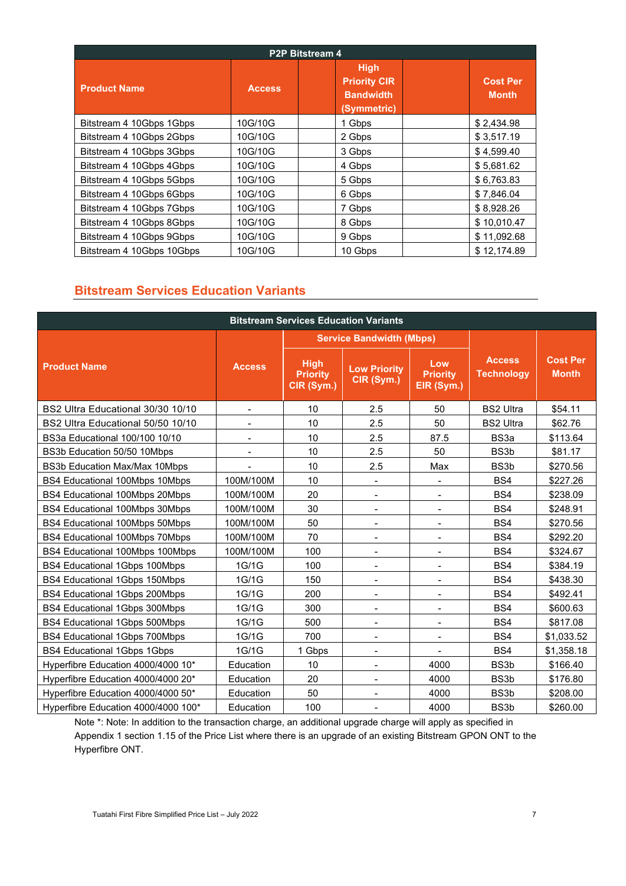| P2P Bitstream 4 | | | | | |
|---|---|---|---|---|---|
| **Product Name** | **Access** | | **High Priority CIR Bandwidth (Symmetric)** | | **Cost Per Month** |
| Bitstream 4 10Gbps 1Gbps | 10G/10G | | 1 Gbps | | $ 2,434.98 |
| Bitstream 4 10Gbps 2Gbps | 10G/10G | | 2 Gbps | | $ 3,517.19 |
| Bitstream 4 10Gbps 3Gbps | 10G/10G | | 3 Gbps | | $ 4,599.40 |
| Bitstream 4 10Gbps 4Gbps | 10G/10G | | 4 Gbps | | $ 5,681.62 |
| Bitstream 4 10Gbps 5Gbps | 10G/10G | | 5 Gbps | | $ 6,763.83 |
| Bitstream 4 10Gbps 6Gbps | 10G/10G | | 6 Gbps | | $ 7,846.04 |
| Bitstream 4 10Gbps 7Gbps | 10G/10G | | 7 Gbps | | $ 8,928.26 |
| Bitstream 4 10Gbps 8Gbps | 10G/10G | | 8 Gbps | | $ 10,010.47 |
| Bitstream 4 10Gbps 9Gbps | 10G/10G | | 9 Gbps | | $ 11,092.68 |
| Bitstream 4 10Gbps 10Gbps | 10G/10G | | 10 Gbps | | $ 12,174.89 |

## Bitstream Services Education Variants

| Bitstream Services Education Variants | | | | | | |
|---|---|---|---|---|---|---|
| **Product Name** | **Access** | **Service Bandwidth (Mbps)** | | | **Access Technology** | **Cost Per Month** |
| | | **High Priority CIR (Sym.)** | **Low Priority CIR (Sym.)** | **Low Priority EIR (Sym.)** | | |
| BS2 Ultra Educational 30/30 10/10 | - | 10 | 2.5 | 50 | BS2 Ultra | $54.11 |
| BS2 Ultra Educational 50/50 10/10 | - | 10 | 2.5 | 50 | BS2 Ultra | $62.76 |
| BS3a Educational 100/100 10/10 | - | 10 | 2.5 | 87.5 | BS3a | $113.64 |
| BS3b Education 50/50 10Mbps | - | 10 | 2.5 | 50 | BS3b | $81.17 |
| BS3b Education Max/Max 10Mbps | - | 10 | 2.5 | Max | BS3b | $270.56 |
| BS4 Educational 100Mbps 10Mbps | 100M/100M | 10 | - | - | BS4 | $227.26 |
| BS4 Educational 100Mbps 20Mbps | 100M/100M | 20 | - | - | BS4 | $238.09 |
| BS4 Educational 100Mbps 30Mbps | 100M/100M | 30 | - | - | BS4 | $248.91 |
| BS4 Educational 100Mbps 50Mbps | 100M/100M | 50 | - | - | BS4 | $270.56 |
| BS4 Educational 100Mbps 70Mbps | 100M/100M | 70 | - | - | BS4 | $292.20 |
| BS4 Educational 100Mbps 100Mbps | 100M/100M | 100 | - | - | BS4 | $324.67 |
| BS4 Educational 1Gbps 100Mbps | 1G/1G | 100 | - | - | BS4 | $384.19 |
| BS4 Educational 1Gbps 150Mbps | 1G/1G | 150 | - | - | BS4 | $438.30 |
| BS4 Educational 1Gbps 200Mbps | 1G/1G | 200 | - | - | BS4 | $492.41 |
| BS4 Educational 1Gbps 300Mbps | 1G/1G | 300 | - | - | BS4 | $600.63 |
| BS4 Educational 1Gbps 500Mbps | 1G/1G | 500 | - | - | BS4 | $817.08 |
| BS4 Educational 1Gbps 700Mbps | 1G/1G | 700 | - | - | BS4 | $1,033.52 |
| BS4 Educational 1Gbps 1Gbps | 1G/1G | 1 Gbps | - | - | BS4 | $1,358.18 |
| Hyperfibre Education 4000/4000 10* | Education | 10 | - | 4000 | BS3b | $166.40 |
| Hyperfibre Education 4000/4000 20* | Education | 20 | - | 4000 | BS3b | $176.80 |
| Hyperfibre Education 4000/4000 50* | Education | 50 | - | 4000 | BS3b | $208.00 |
| Hyperfibre Education 4000/4000 100* | Education | 100 | - | 4000 | BS3b | $260.00 |

Note *: Note: In addition to the transaction charge, an additional upgrade charge will apply as specified in Appendix 1 section 1.15 of the Price List where there is an upgrade of an existing Bitstream GPON ONT to the Hyperfibre ONT.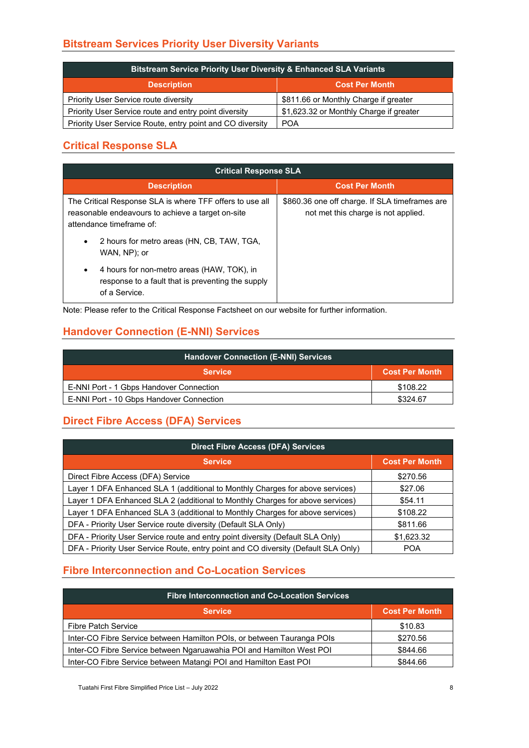## Bitstream Services Priority User Diversity Variants

| Bitstream Service Priority User Diversity & Enhanced SLA Variants | |
|---|---|
| **Description** | **Cost Per Month** |
| Priority User Service route diversity | $811.66 or Monthly Charge if greater |
| Priority User Service route and entry point diversity | $1,623.32 or Monthly Charge if greater |
| Priority User Service Route, entry point and CO diversity | POA |

## Critical Response SLA

| Critical Response SLA | |
|---|---|
| **Description** | **Cost Per Month** |
| The Critical Response SLA is where TFF offers to use all reasonable endeavours to achieve a target on-site attendance timeframe of: <br>• 2 hours for metro areas (HN, CB, TAW, TGA, WAN, NP); or <br>• 4 hours for non-metro areas (HAW, TOK), in response to a fault that is preventing the supply of a Service. | $860.36 one off charge. If SLA timeframes are not met this charge is not applied. |

Note: Please refer to the Critical Response Factsheet on our website for further information.

## Handover Connection (E-NNI) Services

| Handover Connection (E-NNI) Services | |
|---|---|
| **Service** | **Cost Per Month** |
| E-NNI Port - 1 Gbps Handover Connection | $108.22 |
| E-NNI Port - 10 Gbps Handover Connection | $324.67 |

## Direct Fibre Access (DFA) Services

| Direct Fibre Access (DFA) Services | |
|---|---|
| **Service** | **Cost Per Month** |
| Direct Fibre Access (DFA) Service | $270.56 |
| Layer 1 DFA Enhanced SLA 1 (additional to Monthly Charges for above services) | $27.06 |
| Layer 1 DFA Enhanced SLA 2 (additional to Monthly Charges for above services) | $54.11 |
| Layer 1 DFA Enhanced SLA 3 (additional to Monthly Charges for above services) | $108.22 |
| DFA - Priority User Service route diversity (Default SLA Only) | $811.66 |
| DFA - Priority User Service route and entry point diversity (Default SLA Only) | $1,623.32 |
| DFA - Priority User Service Route, entry point and CO diversity (Default SLA Only) | POA |

## Fibre Interconnection and Co-Location Services

| Fibre Interconnection and Co-Location Services | |
|---|---|
| **Service** | **Cost Per Month** |
| Fibre Patch Service | $10.83 |
| Inter-CO Fibre Service between Hamilton POIs, or between Tauranga POIs | $270.56 |
| Inter-CO Fibre Service between Ngaruawahia POI and Hamilton West POI | $844.66 |
| Inter-CO Fibre Service between Matangi POI and Hamilton East POI | $844.66 |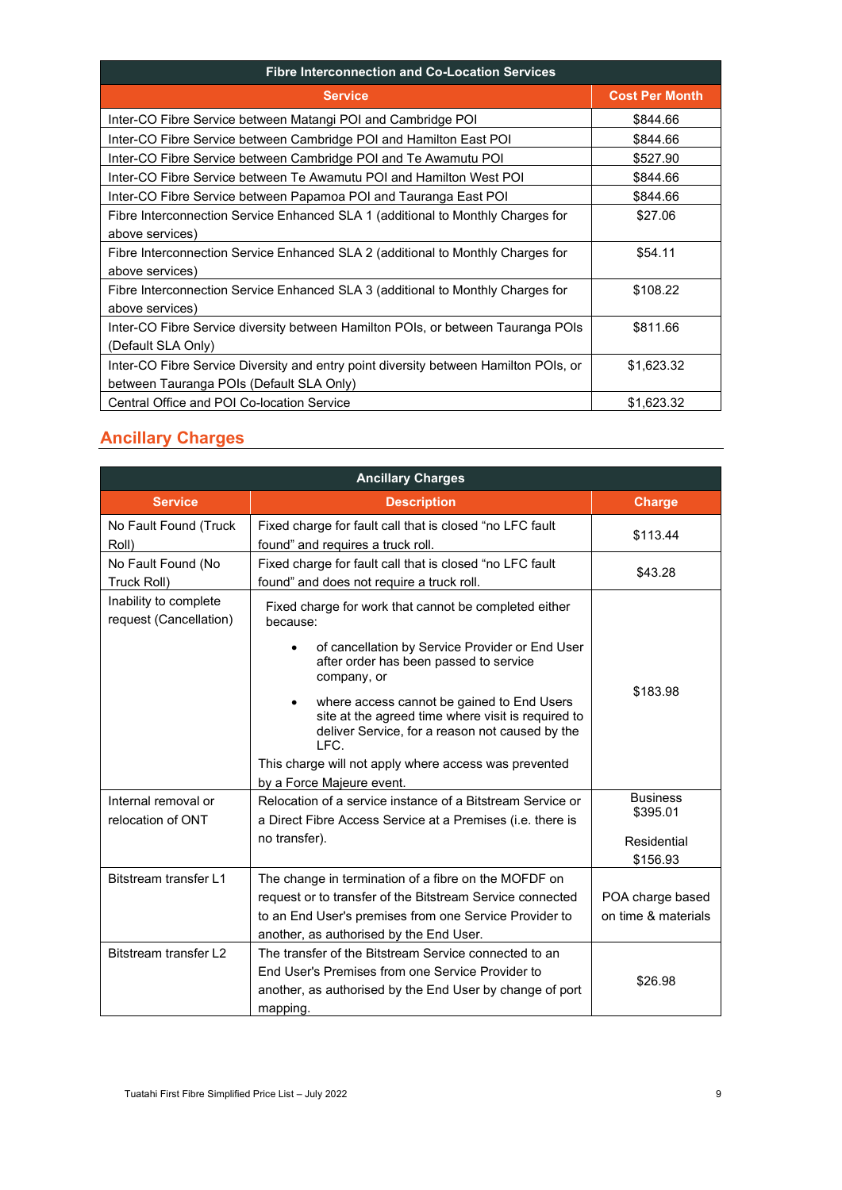| Fibre Interconnection and Co-Location Services | |
|---|---|
| **Service** | **Cost Per Month** |
| Inter-CO Fibre Service between Matangi POI and Cambridge POI | $844.66 |
| Inter-CO Fibre Service between Cambridge POI and Hamilton East POI | $844.66 |
| Inter-CO Fibre Service between Cambridge POI and Te Awamutu POI | $527.90 |
| Inter-CO Fibre Service between Te Awamutu POI and Hamilton West POI | $844.66 |
| Inter-CO Fibre Service between Papamoa POI and Tauranga East POI | $844.66 |
| Fibre Interconnection Service Enhanced SLA 1 (additional to Monthly Charges for above services) | $27.06 |
| Fibre Interconnection Service Enhanced SLA 2 (additional to Monthly Charges for above services) | $54.11 |
| Fibre Interconnection Service Enhanced SLA 3 (additional to Monthly Charges for above services) | $108.22 |
| Inter-CO Fibre Service diversity between Hamilton POIs, or between Tauranga POIs (Default SLA Only) | $811.66 |
| Inter-CO Fibre Service Diversity and entry point diversity between Hamilton POIs, or between Tauranga POIs (Default SLA Only) | $1,623.32 |
| Central Office and POI Co-location Service | $1,623.32 |

## Ancillary Charges

| Ancillary Charges | | |
|---|---|---|
| **Service** | **Description** | **Charge** |
| No Fault Found (Truck Roll) | Fixed charge for fault call that is closed "no LFC fault found" and requires a truck roll. | $113.44 |
| No Fault Found (No Truck Roll) | Fixed charge for fault call that is closed "no LFC fault found" and does not require a truck roll. | $43.28 |
| Inability to complete request (Cancellation) | Fixed charge for work that cannot be completed either because:<br>• of cancellation by Service Provider or End User after order has been passed to service company, or<br>• where access cannot be gained to End Users site at the agreed time where visit is required to deliver Service, for a reason not caused by the LFC.<br>This charge will not apply where access was prevented by a Force Majeure event. | $183.98 |
| Internal removal or relocation of ONT | Relocation of a service instance of a Bitstream Service or a Direct Fibre Access Service at a Premises (i.e. there is no transfer). | Business $395.01<br><br>Residential $156.93 |
| Bitstream transfer L1 | The change in termination of a fibre on the MOFDF on request or to transfer of the Bitstream Service connected to an End User's premises from one Service Provider to another, as authorised by the End User. | POA charge based on time & materials |
| Bitstream transfer L2 | The transfer of the Bitstream Service connected to an End User's Premises from one Service Provider to another, as authorised by the End User by change of port mapping. | $26.98 |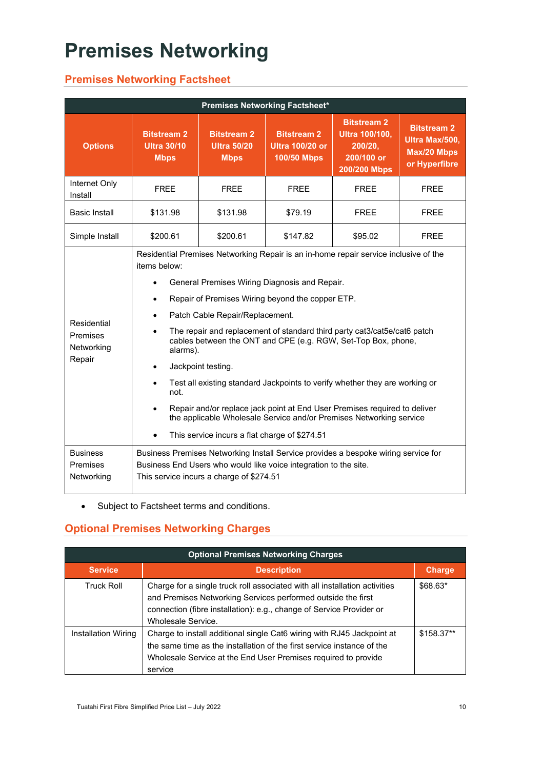# Premises Networking

## Premises Networking Factsheet

| Premises Networking Factsheet* | | | | | |
|---|---|---|---|---|---|
| **Options** | **Bitstream 2 Ultra 30/10 Mbps** | **Bitstream 2 Ultra 50/20 Mbps** | **Bitstream 2 Ultra 100/20 or 100/50 Mbps** | **Bitstream 2 Ultra 100/100, 200/20, 200/100 or 200/200 Mbps** | **Bitstream 2 Ultra Max/500, Max/20 Mbps or Hyperfibre** |
| Internet Only Install | FREE | FREE | FREE | FREE | FREE |
| Basic Install | $131.98 | $131.98 | $79.19 | FREE | FREE |
| Simple Install | $200.61 | $200.61 | $147.82 | $95.02 | FREE |
| Residential Premises Networking Repair | Residential Premises Networking Repair is an in-home repair service inclusive of the items below: • General Premises Wiring Diagnosis and Repair. • Repair of Premises Wiring beyond the copper ETP. • Patch Cable Repair/Replacement. • The repair and replacement of standard third party cat3/cat5e/cat6 patch cables between the ONT and CPE (e.g. RGW, Set-Top Box, phone, alarms). • Jackpoint testing. • Test all existing standard Jackpoints to verify whether they are working or not. • Repair and/or replace jack point at End User Premises required to deliver the applicable Wholesale Service and/or Premises Networking service • This service incurs a flat charge of $274.51 | | | | |
| Business Premises Networking | Business Premises Networking Install Service provides a bespoke wiring service for Business End Users who would like voice integration to the site. This service incurs a charge of $274.51 | | | | |

- Subject to Factsheet terms and conditions.

## Optional Premises Networking Charges

| Optional Premises Networking Charges | | |
|---|---|---|
| **Service** | **Description** | **Charge** |
| Truck Roll | Charge for a single truck roll associated with all installation activities and Premises Networking Services performed outside the first connection (fibre installation): e.g., change of Service Provider or Wholesale Service. | $68.63* |
| Installation Wiring | Charge to install additional single Cat6 wiring with RJ45 Jackpoint at the same time as the installation of the first service instance of the Wholesale Service at the End User Premises required to provide service | $158.37** |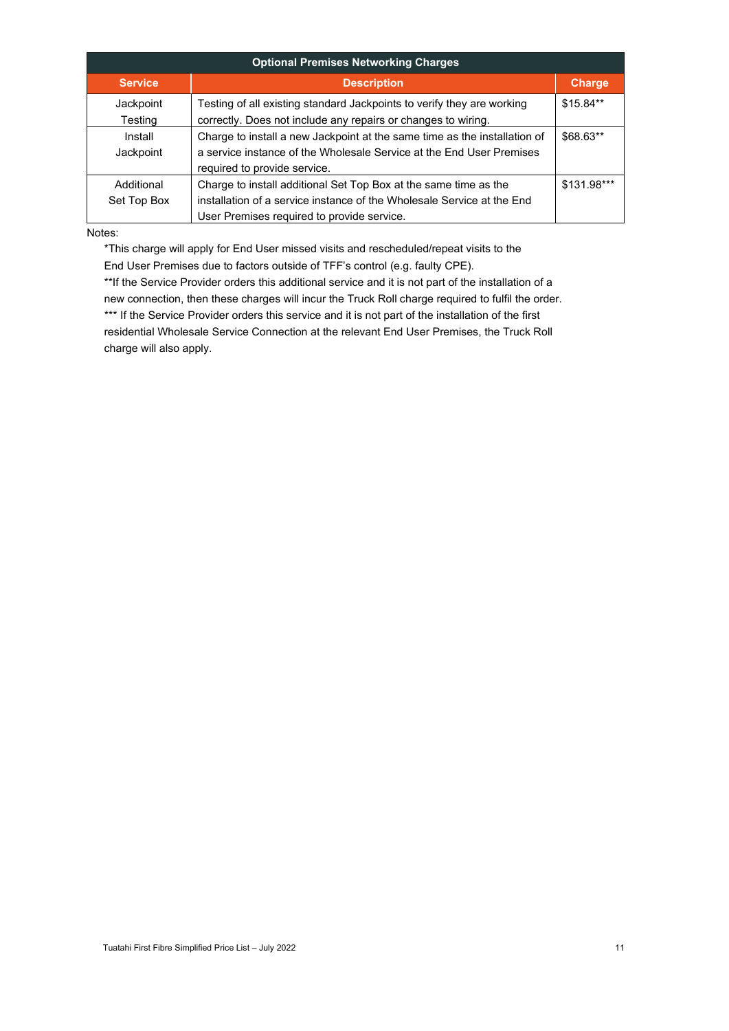| Optional Premises Networking Charges | | |
|---|---|---|
| **Service** | **Description** | **Charge** |
| Jackpoint Testing | Testing of all existing standard Jackpoints to verify they are working correctly. Does not include any repairs or changes to wiring. | $15.84** |
| Install Jackpoint | Charge to install a new Jackpoint at the same time as the installation of a service instance of the Wholesale Service at the End User Premises required to provide service. | $68.63** |
| Additional Set Top Box | Charge to install additional Set Top Box at the same time as the installation of a service instance of the Wholesale Service at the End User Premises required to provide service. | $131.98*** |

Notes:

*This charge will apply for End User missed visits and rescheduled/repeat visits to the End User Premises due to factors outside of TFF's control (e.g. faulty CPE).

**If the Service Provider orders this additional service and it is not part of the installation of a new connection, then these charges will incur the Truck Roll charge required to fulfil the order.

*** If the Service Provider orders this service and it is not part of the installation of the first residential Wholesale Service Connection at the relevant End User Premises, the Truck Roll charge will also apply.